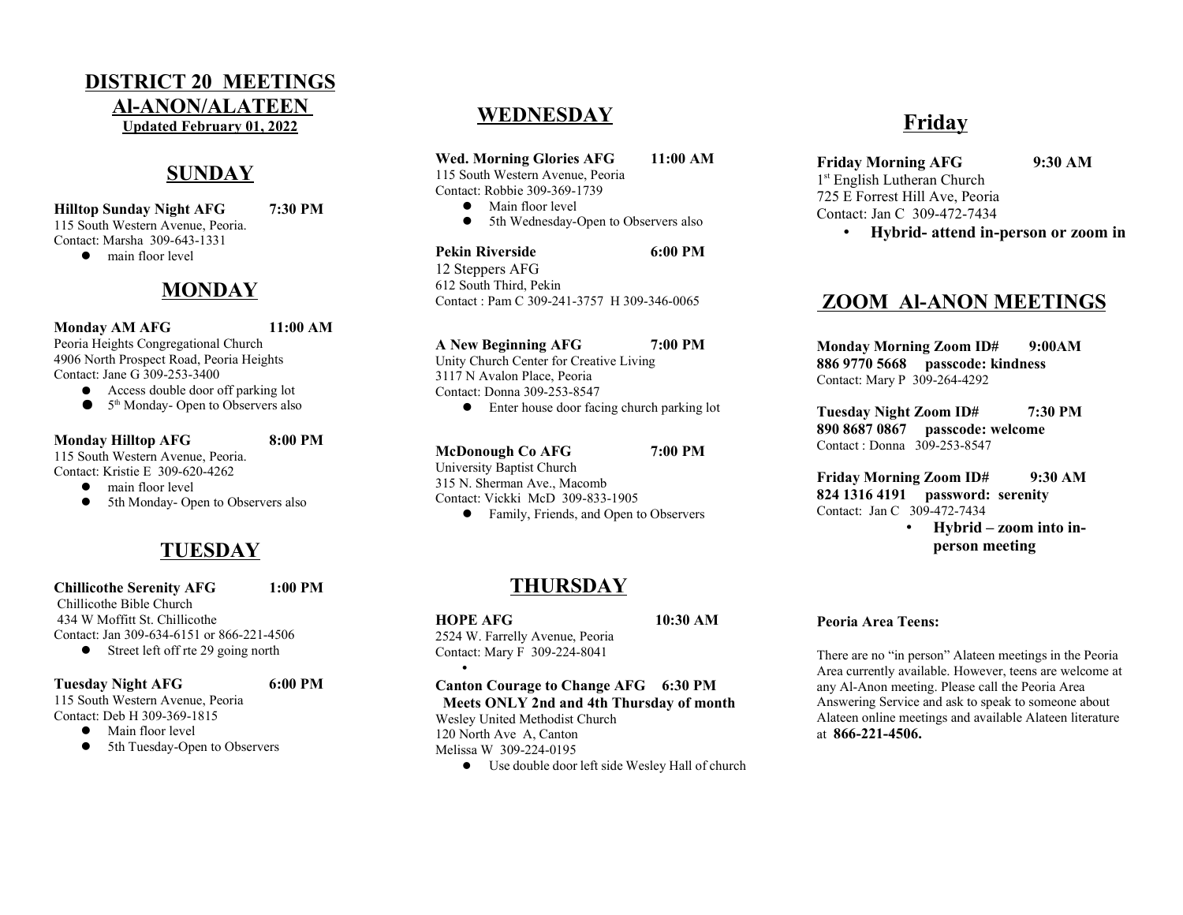# DISTRICT 20 MEETINGS

# Al-ANON/ALATEEN

**Updated February 01, 2022**

## SUNDAY

**Hilltop Sunday Night AFG 7:30 PM**
115 South Western Avenue, Peoria.
Contact: Marsha 309-643-1331

- main floor level

## MONDAY

**Monday AM AFG 11:00 AM**
Peoria Heights Congregational Church
4906 North Prospect Road, Peoria Heights
Contact: Jane G 309-253-3400

- Access double door off parking lot
- 5th Monday- Open to Observers also

**Monday Hilltop AFG 8:00 PM**
115 South Western Avenue, Peoria.
Contact: Kristie E 309-620-4262

- main floor level
- 5th Monday- Open to Observers also

## TUESDAY

**Chillicothe Serenity AFG 1:00 PM**
Chillicothe Bible Church
434 W Moffitt St. Chillicothe
Contact: Jan 309-634-6151 or 866-221-4506

- Street left off rte 29 going north

**Tuesday Night AFG 6:00 PM**
115 South Western Avenue, Peoria
Contact: Deb H 309-369-1815

- Main floor level
- 5th Tuesday-Open to Observers

## WEDNESDAY

**Wed. Morning Glories AFG 11:00 AM**
115 South Western Avenue, Peoria
Contact: Robbie 309-369-1739

- Main floor level
- 5th Wednesday-Open to Observers also

**Pekin Riverside 6:00 PM**
12 Steppers AFG
612 South Third, Pekin
Contact : Pam C 309-241-3757 H 309-346-0065

**A New Beginning AFG 7:00 PM**
Unity Church Center for Creative Living
3117 N Avalon Place, Peoria
Contact: Donna 309-253-8547

- Enter house door facing church parking lot

**McDonough Co AFG 7:00 PM**
University Baptist Church
315 N. Sherman Ave., Macomb
Contact: Vickki McD 309-833-1905

- Family, Friends, and Open to Observers

## THURSDAY

**HOPE AFG 10:30 AM**
2524 W. Farrelly Avenue, Peoria
Contact: Mary F 309-224-8041

**Canton Courage to Change AFG 6:30 PM**
**Meets ONLY 2nd and 4th Thursday of month**
Wesley United Methodist Church
120 North Ave A, Canton
Melissa W 309-224-0195

- Use double door left side Wesley Hall of church

## Friday

**Friday Morning AFG 9:30 AM**
1st English Lutheran Church
725 E Forrest Hill Ave, Peoria
Contact: Jan C 309-472-7434

- **Hybrid- attend in-person or zoom in**

## ZOOM Al-ANON MEETINGS

**Monday Morning Zoom ID# 9:00AM**
**886 9770 5668 passcode: kindness**
Contact: Mary P 309-264-4292

**Tuesday Night Zoom ID# 7:30 PM**
**890 8687 0867 passcode: welcome**
Contact : Donna 309-253-8547

**Friday Morning Zoom ID# 9:30 AM**
**824 1316 4191 password: serenity**
Contact: Jan C 309-472-7434

- **Hybrid – zoom into in-person meeting**

**Peoria Area Teens:**

There are no "in person" Alateen meetings in the Peoria Area currently available. However, teens are welcome at any Al-Anon meeting. Please call the Peoria Area Answering Service and ask to speak to someone about Alateen online meetings and available Alateen literature at **866-221-4506.**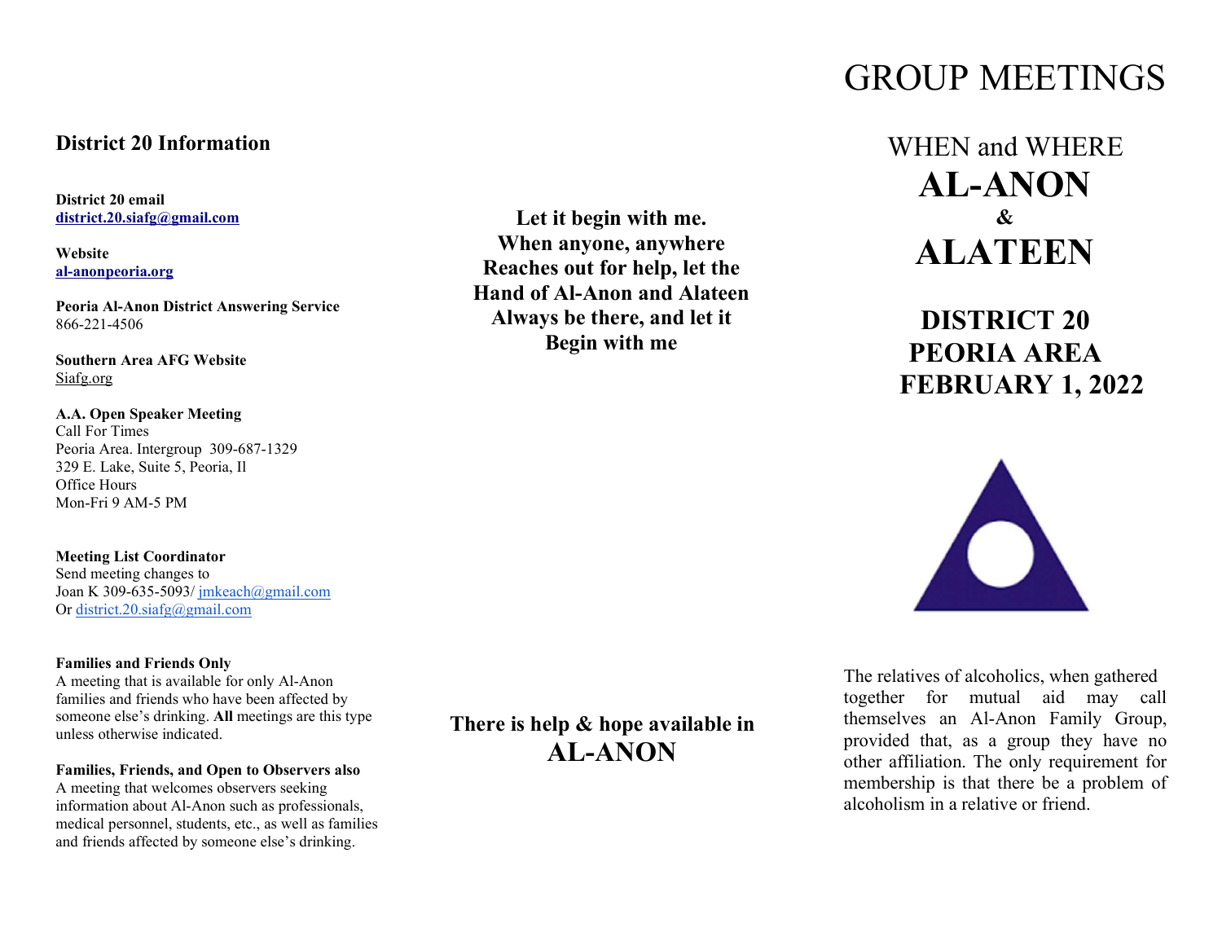## District 20 Information

**District 20 email**
**district.20.siafg@gmail.com**

**Website**
**al-anonpeoria.org**

**Peoria Al-Anon District Answering Service**
866-221-4506

**Southern Area AFG Website**
Siafg.org

**A.A. Open Speaker Meeting**
Call For Times
Peoria Area. Intergroup 309-687-1329
329 E. Lake, Suite 5, Peoria, Il
Office Hours
Mon-Fri 9 AM-5 PM

**Meeting List Coordinator**
Send meeting changes to
Joan K 309-635-5093/ jmkeach@gmail.com
Or district.20.siafg@gmail.com

**Families and Friends Only**
A meeting that is available for only Al-Anon families and friends who have been affected by someone else's drinking. **All** meetings are this type unless otherwise indicated.

**Families, Friends, and Open to Observers also**
A meeting that welcomes observers seeking information about Al-Anon such as professionals, medical personnel, students, etc., as well as families and friends affected by someone else's drinking.

**Let it begin with me.**
**When anyone, anywhere**
**Reaches out for help, let the**
**Hand of Al-Anon and Alateen**
**Always be there, and let it**
**Begin with me**

**There is help & hope available in**
**AL-ANON**

# GROUP MEETINGS

WHEN and WHERE

# AL-ANON
**&**
# ALATEEN

## DISTRICT 20
## PEORIA AREA
## FEBRUARY 1, 2022

The relatives of alcoholics, when gathered together for mutual aid may call themselves an Al-Anon Family Group, provided that, as a group they have no other affiliation. The only requirement for membership is that there be a problem of alcoholism in a relative or friend.